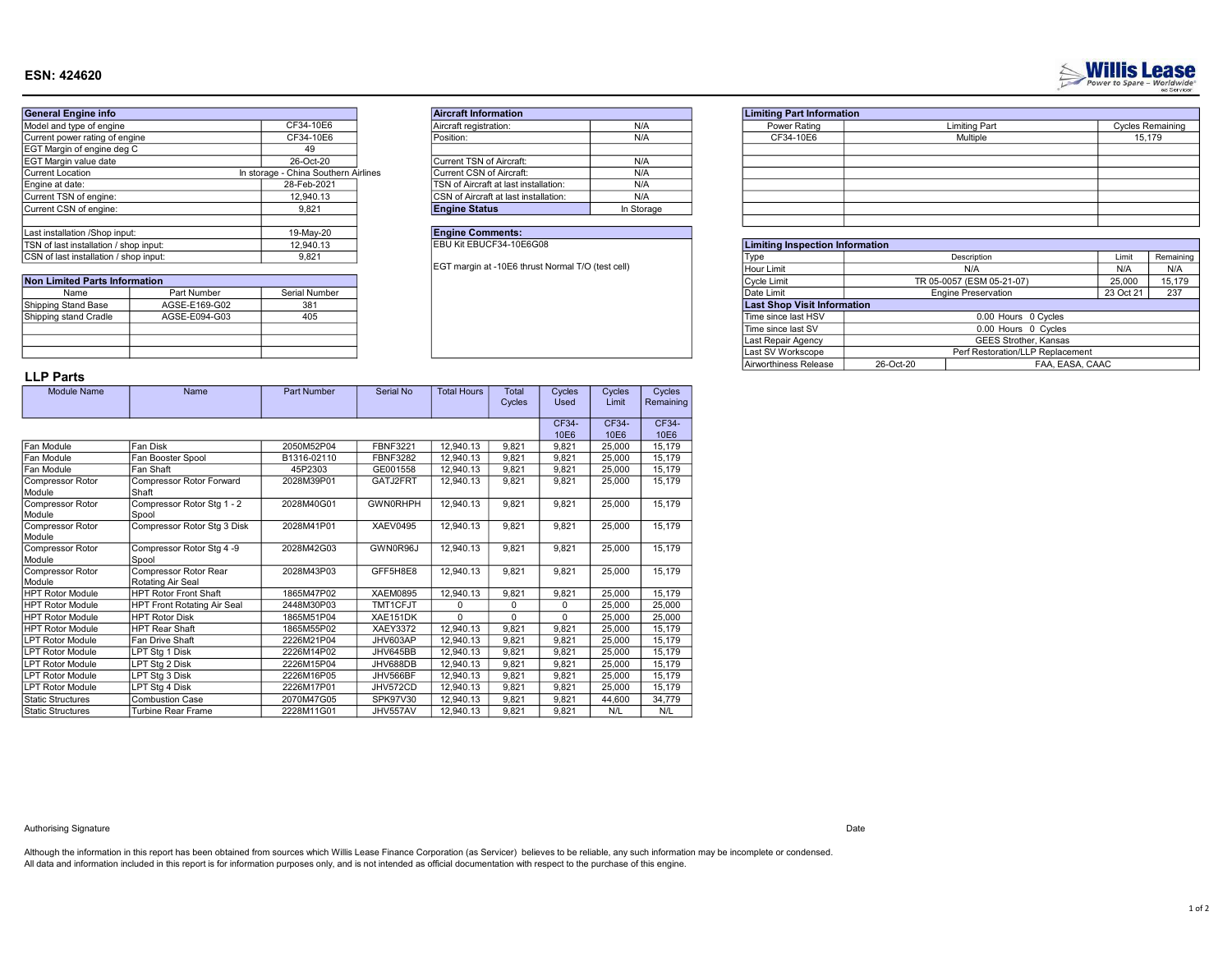# ESN: 424620

Willis Lease
Power to Spare – Worldwide
as Servicer

| General Engine info | |
|---|---|
| Model and type of engine | CF34-10E6 |
| Current power rating of engine | CF34-10E6 |
| EGT Margin of engine deg C | 49 |
| EGT Margin value date | 26-Oct-20 |
| Current Location | In storage - China Southern Airlines |
| Engine at date: | 28-Feb-2021 |
| Current TSN of engine: | 12,940.13 |
| Current CSN of engine: | 9,821 |
| | |
| Last installation /Shop input: | 19-May-20 |
| TSN of last installation / shop input: | 12,940.13 |
| CSN of last installation / shop input: | 9,821 |

| Aircraft Information | |
|---|---|
| Aircraft registration: | N/A |
| Position: | N/A |
| | |
| Current TSN of Aircraft: | N/A |
| Current CSN of Aircraft: | N/A |
| TSN of Aircraft at last installation: | N/A |
| CSN of Aircraft at last installation: | N/A |
| **Engine Status** | In Storage |

**Engine Comments:**

EBU Kit EBUCF34-10E6G08

EGT margin at -10E6 thrust Normal T/O (test cell)

| Limiting Part Information | | |
|---|---|---|
| Power Rating | Limiting Part | Cycles Remaining |
| CF34-10E6 | Multiple | 15,179 |

| Limiting Inspection Information | | | |
|---|---|---|---|
| Type | Description | Limit | Remaining |
| Hour Limit | N/A | N/A | N/A |
| Cycle Limit | TR 05-0057 (ESM 05-21-07) | 25,000 | 15,179 |
| Date Limit | Engine Preservation | 23 Oct 21 | 237 |

| Last Shop Visit Information | |
|---|---|
| Time since last HSV | 0.00 Hours 0 Cycles |
| Time since last SV | 0.00 Hours 0 Cycles |
| Last Repair Agency | GEES Strother, Kansas |
| Last SV Workscope | Perf Restoration/LLP Replacement |
| Airworthiness Release | 26-Oct-20 FAA, EASA, CAAC |

| Non Limited Parts Information | | |
|---|---|---|
| Name | Part Number | Serial Number |
| Shipping Stand Base | AGSE-E169-G02 | 381 |
| Shipping stand Cradle | AGSE-E094-G03 | 405 |

## LLP Parts

| Module Name | Name | Part Number | Serial No | Total Hours | Total Cycles | Cycles Used | Cycles Limit | Cycles Remaining |
|---|---|---|---|---|---|---|---|---|
| | | | | | | CF34-10E6 | CF34-10E6 | CF34-10E6 |
| Fan Module | Fan Disk | 2050M52P04 | FBNF3221 | 12,940.13 | 9,821 | 9,821 | 25,000 | 15,179 |
| Fan Module | Fan Booster Spool | B1316-02110 | FBNF3282 | 12,940.13 | 9,821 | 9,821 | 25,000 | 15,179 |
| Fan Module | Fan Shaft | 45P2303 | GE001558 | 12,940.13 | 9,821 | 9,821 | 25,000 | 15,179 |
| Compressor Rotor Module | Compressor Rotor Forward Shaft | 2028M39P01 | GATJ2FRT | 12,940.13 | 9,821 | 9,821 | 25,000 | 15,179 |
| Compressor Rotor Module | Compressor Rotor Stg 1 - 2 Spool | 2028M40G01 | GWN0RHPH | 12,940.13 | 9,821 | 9,821 | 25,000 | 15,179 |
| Compressor Rotor Module | Compressor Rotor Stg 3 Disk | 2028M41P01 | XAEV0495 | 12,940.13 | 9,821 | 9,821 | 25,000 | 15,179 |
| Compressor Rotor Module | Compressor Rotor Stg 4 -9 Spool | 2028M42G03 | GWN0R96J | 12,940.13 | 9,821 | 9,821 | 25,000 | 15,179 |
| Compressor Rotor Module | Compressor Rotor Rear Rotating Air Seal | 2028M43P03 | GFF5H8E8 | 12,940.13 | 9,821 | 9,821 | 25,000 | 15,179 |
| HPT Rotor Module | HPT Rotor Front Shaft | 1865M47P02 | XAEM0895 | 12,940.13 | 9,821 | 9,821 | 25,000 | 15,179 |
| HPT Rotor Module | HPT Front Rotating Air Seal | 2448M30P03 | TMT1CFJT | 0 | 0 | 0 | 25,000 | 25,000 |
| HPT Rotor Module | HPT Rotor Disk | 1865M51P04 | XAE151DK | 0 | 0 | 0 | 25,000 | 25,000 |
| HPT Rotor Module | HPT Rear Shaft | 1865M55P02 | XAEY3372 | 12,940.13 | 9,821 | 9,821 | 25,000 | 15,179 |
| LPT Rotor Module | Fan Drive Shaft | 2226M21P04 | JHV603AP | 12,940.13 | 9,821 | 9,821 | 25,000 | 15,179 |
| LPT Rotor Module | LPT Stg 1 Disk | 2226M14P02 | JHV645BB | 12,940.13 | 9,821 | 9,821 | 25,000 | 15,179 |
| LPT Rotor Module | LPT Stg 2 Disk | 2226M15P04 | JHV688DB | 12,940.13 | 9,821 | 9,821 | 25,000 | 15,179 |
| LPT Rotor Module | LPT Stg 3 Disk | 2226M16P05 | JHV566BF | 12,940.13 | 9,821 | 9,821 | 25,000 | 15,179 |
| LPT Rotor Module | LPT Stg 4 Disk | 2226M17P01 | JHV572CD | 12,940.13 | 9,821 | 9,821 | 25,000 | 15,179 |
| Static Structures | Combustion Case | 2070M47G05 | SPK97V30 | 12,940.13 | 9,821 | 9,821 | 44,600 | 34,779 |
| Static Structures | Turbine Rear Frame | 2228M11G01 | JHV557AV | 12,940.13 | 9,821 | 9,821 | N/L | N/L |

Authorising Signature

Date

Although the information in this report has been obtained from sources which Willis Lease Finance Corporation (as Servicer) believes to be reliable, any such information may be incomplete or condensed.
All data and information included in this report is for information purposes only, and is not intended as official documentation with respect to the purchase of this engine.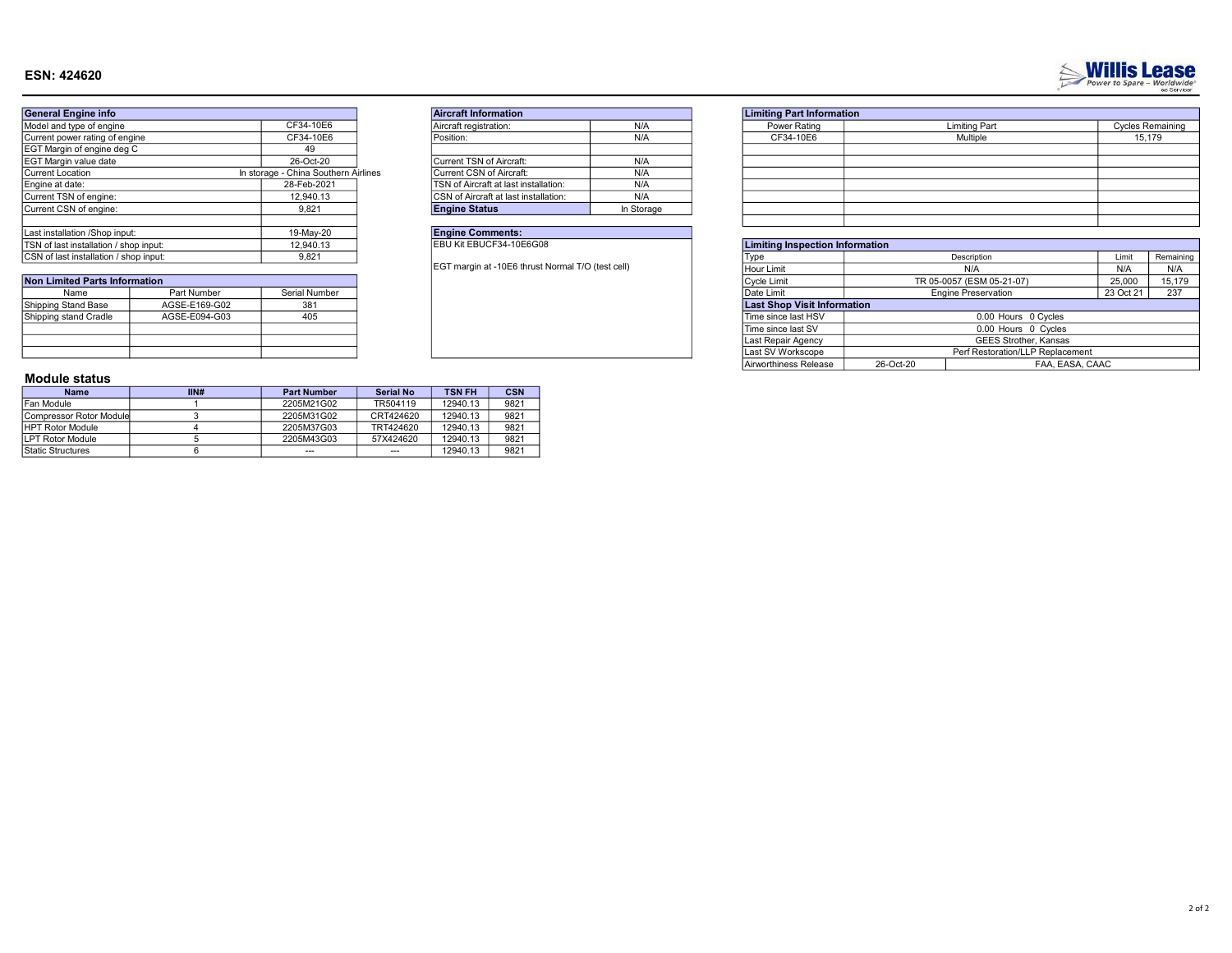## ESN: 424620

Willis Lease
Power to Spare – Worldwide

| General Engine info | |
|---|---|
| Model and type of engine | CF34-10E6 |
| Current power rating of engine | CF34-10E6 |
| EGT Margin of engine deg C | 49 |
| EGT Margin value date | 26-Oct-20 |
| Current Location | In storage - China Southern Airlines |
| Engine at date: | 28-Feb-2021 |
| Current TSN of engine: | 12,940.13 |
| Current CSN of engine: | 9,821 |
| | |
| Last installation /Shop input: | 19-May-20 |
| TSN of last installation / shop input: | 12,940.13 |
| CSN of last installation / shop input: | 9,821 |

| Non Limited Parts Information | | |
|---|---|---|
| Name | Part Number | Serial Number |
| Shipping Stand Base | AGSE-E169-G02 | 381 |
| Shipping stand Cradle | AGSE-E094-G03 | 405 |

| Aircraft Information | |
|---|---|
| Aircraft registration: | N/A |
| Position: | N/A |
| | |
| Current TSN of Aircraft: | N/A |
| Current CSN of Aircraft: | N/A |
| TSN of Aircraft at last installation: | N/A |
| CSN of Aircraft at last installation: | N/A |
| **Engine Status** | In Storage |

**Engine Comments:**

EBU Kit EBUCF34-10E6G08

EGT margin at -10E6 thrust Normal T/O (test cell)

| Limiting Part Information | | |
|---|---|---|
| Power Rating | Limiting Part | Cycles Remaining |
| CF34-10E6 | Multiple | 15,179 |

| Limiting Inspection Information | | | |
|---|---|---|---|
| Type | Description | Limit | Remaining |
| Hour Limit | N/A | N/A | N/A |
| Cycle Limit | TR 05-0057 (ESM 05-21-07) | 25,000 | 15,179 |
| Date Limit | Engine Preservation | 23 Oct 21 | 237 |

| Last Shop Visit Information | | |
|---|---|---|
| Time since last HSV | 0.00 Hours 0 Cycles | |
| Time since last SV | 0.00 Hours 0 Cycles | |
| Last Repair Agency | GEES Strother, Kansas | |
| Last SV Workscope | Perf Restoration/LLP Replacement | |
| Airworthiness Release | 26-Oct-20 | FAA, EASA, CAAC |

### Module status

| Name | IIN# | Part Number | Serial No | TSN FH | CSN |
|---|---|---|---|---|---|
| Fan Module | 1 | 2205M21G02 | TR504119 | 12940.13 | 9821 |
| Compressor Rotor Module | 3 | 2205M31G02 | CRT424620 | 12940.13 | 9821 |
| HPT Rotor Module | 4 | 2205M37G03 | TRT424620 | 12940.13 | 9821 |
| LPT Rotor Module | 5 | 2205M43G03 | 57X424620 | 12940.13 | 9821 |
| Static Structures | 6 | --- | --- | 12940.13 | 9821 |